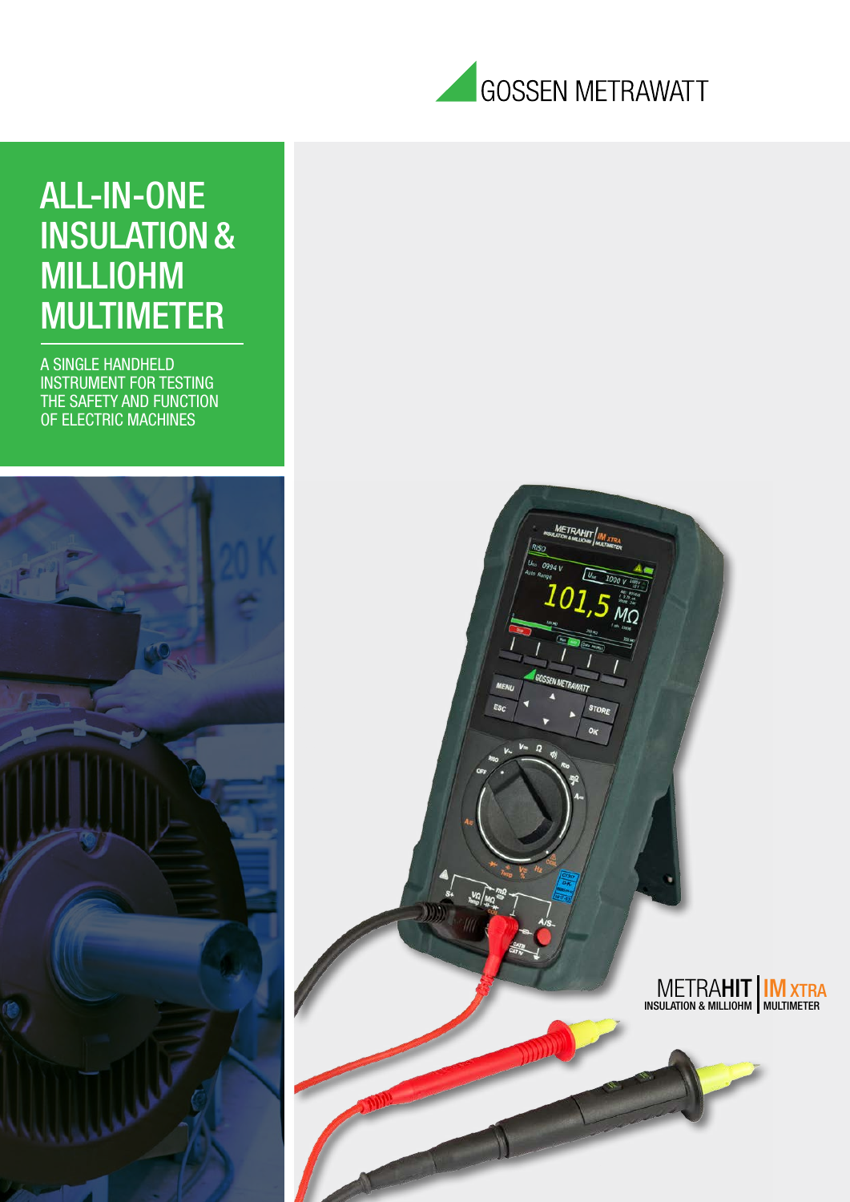GOSSEN METRAWATT

# ALL-IN-ONE INSULATION & MILLIOHM MULTIMETER

A SINGLE HANDHELD INSTRUMENT FOR TESTING THE SAFETY AND FUNCTION OF ELECTRIC MACHINES

METRAHIT | IM XTRA
INSULATION & MILLIOHM | MULTIMETER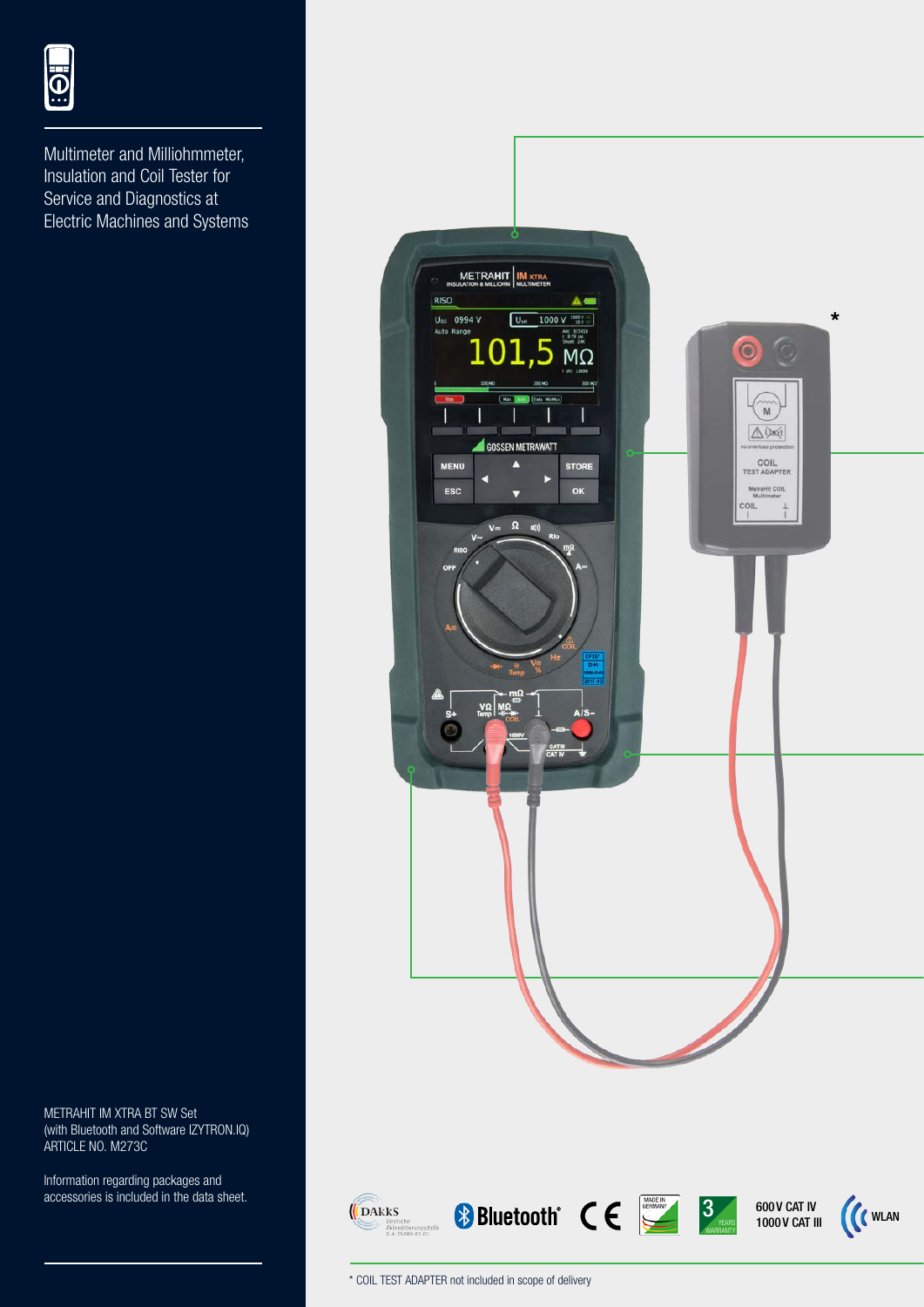Multimeter and Milliohmmeter, Insulation and Coil Tester for Service and Diagnostics at Electric Machines and Systems

METRAHIT IM XTRA BT SW Set
(with Bluetooth and Software IZYTRON.IQ)
ARTICLE NO. M273C

Information regarding packages and accessories is included in the data sheet.

600 V CAT IV
1000 V CAT III

\* COIL TEST ADAPTER not included in scope of delivery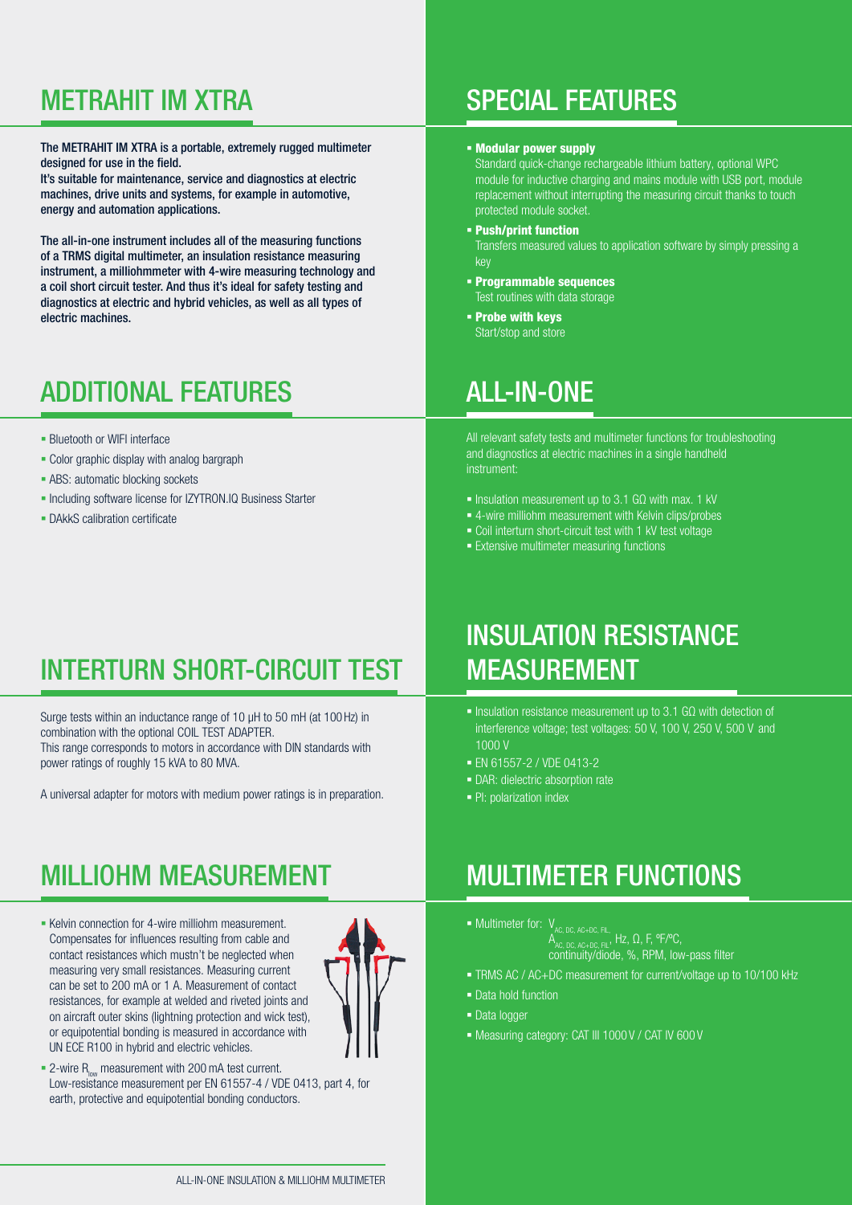## METRAHIT IM XTRA

**The METRAHIT IM XTRA is a portable, extremely rugged multimeter designed for use in the field.**
**It's suitable for maintenance, service and diagnostics at electric machines, drive units and systems, for example in automotive, energy and automation applications.**

**The all-in-one instrument includes all of the measuring functions of a TRMS digital multimeter, an insulation resistance measuring instrument, a milliohmmeter with 4-wire measuring technology and a coil short circuit tester. And thus it's ideal for safety testing and diagnostics at electric and hybrid vehicles, as well as all types of electric machines.**

## ADDITIONAL FEATURES

- Bluetooth or WIFI interface
- Color graphic display with analog bargraph
- ABS: automatic blocking sockets
- Including software license for IZYTRON.IQ Business Starter
- DAkkS calibration certificate

## INTERTURN SHORT-CIRCUIT TEST

Surge tests within an inductance range of 10 µH to 50 mH (at 100 Hz) in combination with the optional COIL TEST ADAPTER.
This range corresponds to motors in accordance with DIN standards with power ratings of roughly 15 kVA to 80 MVA.

A universal adapter for motors with medium power ratings is in preparation.

## MILLIOHM MEASUREMENT

- Kelvin connection for 4-wire milliohm measurement. Compensates for influences resulting from cable and contact resistances which mustn't be neglected when measuring very small resistances. Measuring current can be set to 200 mA or 1 A. Measurement of contact resistances, for example at welded and riveted joints and on aircraft outer skins (lightning protection and wick test), or equipotential bonding is measured in accordance with UN ECE R100 in hybrid and electric vehicles.
- 2-wire $R_{low}$ measurement with 200 mA test current.
  Low-resistance measurement per EN 61557-4 / VDE 0413, part 4, for earth, protective and equipotential bonding conductors.

## SPECIAL FEATURES

- **Modular power supply**
  Standard quick-change rechargeable lithium battery, optional WPC module for inductive charging and mains module with USB port, module replacement without interrupting the measuring circuit thanks to touch protected module socket.
- **Push/print function**
  Transfers measured values to application software by simply pressing a key
- **Programmable sequences**
  Test routines with data storage
- **Probe with keys**
  Start/stop and store

## ALL-IN-ONE

All relevant safety tests and multimeter functions for troubleshooting and diagnostics at electric machines in a single handheld instrument:

- Insulation measurement up to 3.1 GΩ with max. 1 kV
- 4-wire milliohm measurement with Kelvin clips/probes
- Coil interturn short-circuit test with 1 kV test voltage
- Extensive multimeter measuring functions

## INSULATION RESISTANCE MEASUREMENT

- Insulation resistance measurement up to 3.1 GΩ with detection of interference voltage; test voltages: 50 V, 100 V, 250 V, 500 V and 1000 V
- EN 61557-2 / VDE 0413-2
- DAR: dielectric absorption rate
- PI: polarization index

## MULTIMETER FUNCTIONS

- Multimeter for: $V_{AC, DC, AC+DC, FIL}$, $A_{AC, DC, AC+DC, FIL}$, Hz, Ω, F, °F/°C, continuity/diode, %, RPM, low-pass filter
- TRMS AC / AC+DC measurement for current/voltage up to 10/100 kHz
- Data hold function
- Data logger
- Measuring category: CAT III 1000 V / CAT IV 600 V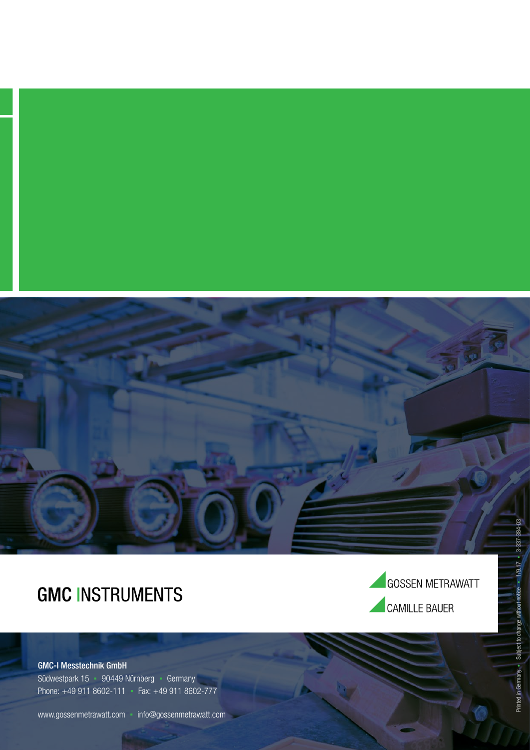GMC INSTRUMENTS

GOSSEN METRAWATT

CAMILLE BAUER

**GMC-I Messtechnik GmbH**

Südwestpark 15 ▪ 90449 Nürnberg ▪ Germany

Phone: +49 911 8602-111 ▪ Fax: +49 911 8602-777

www.gossenmetrawatt.com ▪ info@gossenmetrawatt.com

Printed in Germany ▪ Subject to change without notice ▪ 1/9.17 ▪ 3-337-384-03